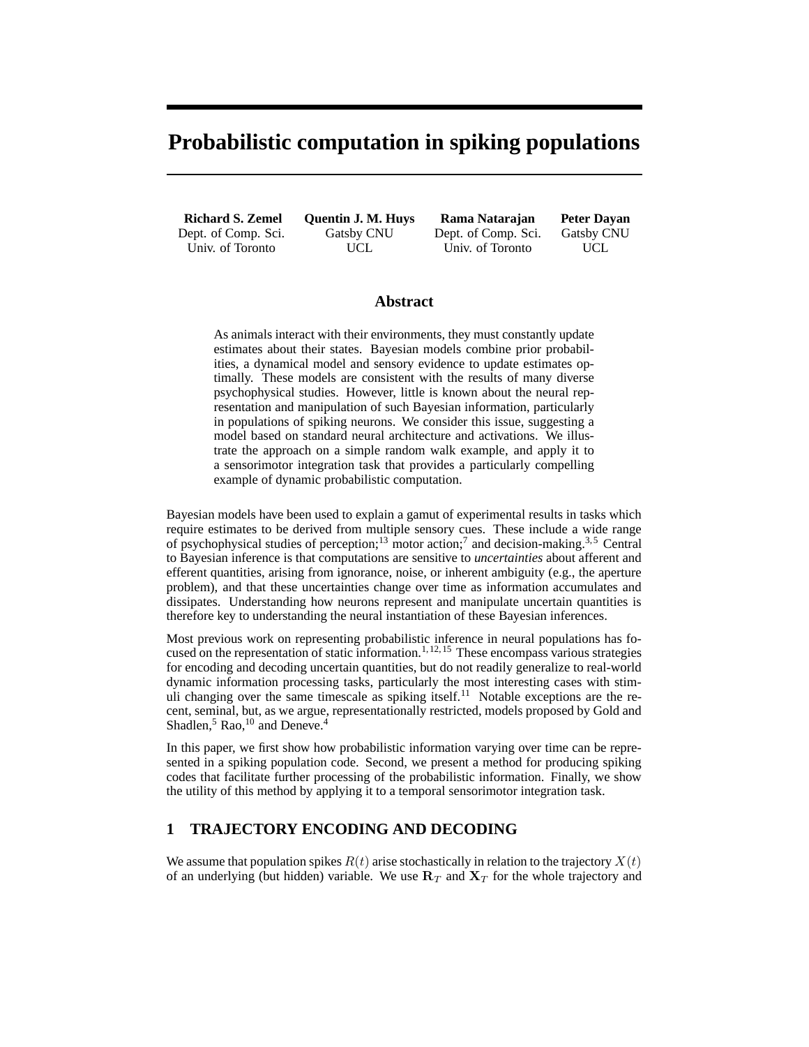# Probabilistic computation in spiking populations

**Richard S. Zemel**
Dept. of Comp. Sci.
Univ. of Toronto

**Quentin J. M. Huys**
Gatsby CNU
UCL

**Rama Natarajan**
Dept. of Comp. Sci.
Univ. of Toronto

**Peter Dayan**
Gatsby CNU
UCL

## Abstract

As animals interact with their environments, they must constantly update estimates about their states. Bayesian models combine prior probabilities, a dynamical model and sensory evidence to update estimates optimally. These models are consistent with the results of many diverse psychophysical studies. However, little is known about the neural representation and manipulation of such Bayesian information, particularly in populations of spiking neurons. We consider this issue, suggesting a model based on standard neural architecture and activations. We illustrate the approach on a simple random walk example, and apply it to a sensorimotor integration task that provides a particularly compelling example of dynamic probabilistic computation.

Bayesian models have been used to explain a gamut of experimental results in tasks which require estimates to be derived from multiple sensory cues. These include a wide range of psychophysical studies of perception;[13] motor action;[7] and decision-making.[3,5] Central to Bayesian inference is that computations are sensitive to *uncertainties* about afferent and efferent quantities, arising from ignorance, noise, or inherent ambiguity (e.g., the aperture problem), and that these uncertainties change over time as information accumulates and dissipates. Understanding how neurons represent and manipulate uncertain quantities is therefore key to understanding the neural instantiation of these Bayesian inferences.

Most previous work on representing probabilistic inference in neural populations has focused on the representation of static information.[1,12,15] These encompass various strategies for encoding and decoding uncertain quantities, but do not readily generalize to real-world dynamic information processing tasks, particularly the most interesting cases with stimuli changing over the same timescale as spiking itself.[11] Notable exceptions are the recent, seminal, but, as we argue, representationally restricted, models proposed by Gold and Shadlen,[5] Rao,[10] and Deneve.[4]

In this paper, we first show how probabilistic information varying over time can be represented in a spiking population code. Second, we present a method for producing spiking codes that facilitate further processing of the probabilistic information. Finally, we show the utility of this method by applying it to a temporal sensorimotor integration task.

## 1 TRAJECTORY ENCODING AND DECODING

We assume that population spikes $R(t)$ arise stochastically in relation to the trajectory $X(t)$ of an underlying (but hidden) variable. We use $\mathbf{R}_T$ and $\mathbf{X}_T$ for the whole trajectory and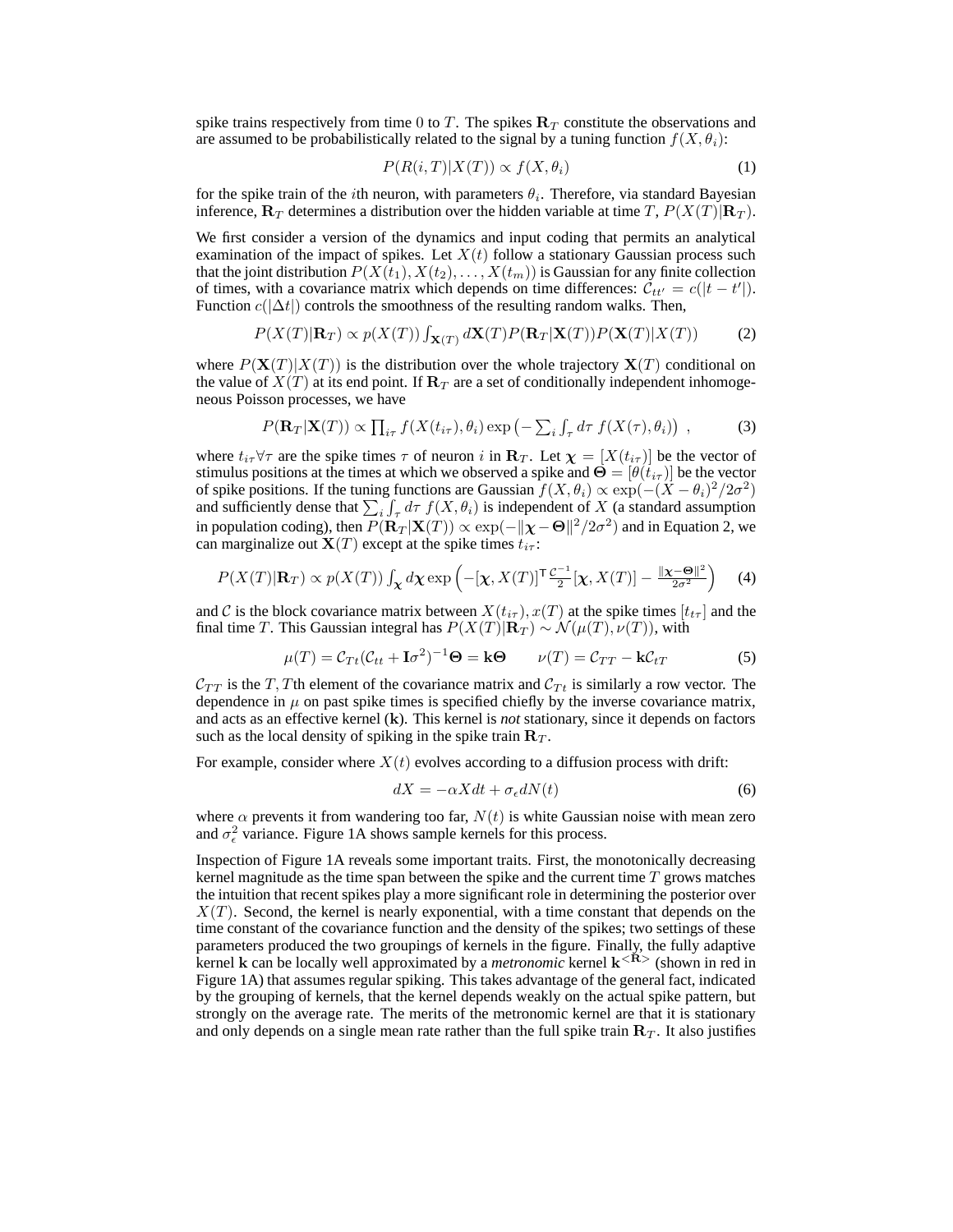spike trains respectively from time 0 to $T$. The spikes $\mathbf{R}_T$ constitute the observations and are assumed to be probabilistically related to the signal by a tuning function $f(X, \theta_i)$:

$$P(R(i,T)|X(T)) \propto f(X, \theta_i) \tag{1}$$

for the spike train of the $i$th neuron, with parameters $\theta_i$. Therefore, via standard Bayesian inference, $\mathbf{R}_T$ determines a distribution over the hidden variable at time $T$, $P(X(T)|\mathbf{R}_T)$.

We first consider a version of the dynamics and input coding that permits an analytical examination of the impact of spikes. Let $X(t)$ follow a stationary Gaussian process such that the joint distribution $P(X(t_1), X(t_2), \ldots, X(t_m))$ is Gaussian for any finite collection of times, with a covariance matrix which depends on time differences: $\mathcal{C}_{tt'} = c(|t - t'|)$. Function $c(|\Delta t|)$ controls the smoothness of the resulting random walks. Then,

$$P(X(T)|\mathbf{R}_T) \propto p(X(T)) \int_{\mathbf{X}(T)} d\mathbf{X}(T) P(\mathbf{R}_T|\mathbf{X}(T)) P(\mathbf{X}(T)|X(T)) \tag{2}$$

where $P(\mathbf{X}(T)|X(T))$ is the distribution over the whole trajectory $\mathbf{X}(T)$ conditional on the value of $X(T)$ at its end point. If $\mathbf{R}_T$ are a set of conditionally independent inhomogeneous Poisson processes, we have

$$P(\mathbf{R}_T|\mathbf{X}(T)) \propto \prod_{i\tau} f(X(t_{i\tau}), \theta_i) \exp\left(-\sum_i \int_\tau d\tau \, f(X(\tau), \theta_i)\right) \,, \tag{3}$$

where $t_{i\tau} \forall \tau$ are the spike times $\tau$ of neuron $i$ in $\mathbf{R}_T$. Let $\boldsymbol{\chi} = [X(t_{i\tau})]$ be the vector of stimulus positions at the times at which we observed a spike and $\boldsymbol{\Theta} = [\theta(t_{i\tau})]$ be the vector of spike positions. If the tuning functions are Gaussian $f(X, \theta_i) \propto \exp(-(X - \theta_i)^2/2\sigma^2)$ and sufficiently dense that $\sum_i \int_\tau d\tau \, f(X, \theta_i)$ is independent of $X$ (a standard assumption in population coding), then $P(\mathbf{R}_T|\mathbf{X}(T)) \propto \exp(-\|\boldsymbol{\chi} - \boldsymbol{\Theta}\|^2/2\sigma^2)$ and in Equation 2, we can marginalize out $\mathbf{X}(T)$ except at the spike times $t_{i\tau}$:

$$P(X(T)|\mathbf{R}_T) \propto p(X(T)) \int_{\boldsymbol{\chi}} d\boldsymbol{\chi} \exp\left(-[\boldsymbol{\chi}, X(T)]^{\mathsf{T}} \frac{\mathcal{C}^{-1}}{2} [\boldsymbol{\chi}, X(T)] - \frac{\|\boldsymbol{\chi} - \boldsymbol{\Theta}\|^2}{2\sigma^2}\right) \tag{4}$$

and $\mathcal{C}$ is the block covariance matrix between $X(t_{i\tau}), x(T)$ at the spike times $[t_{t\tau}]$ and the final time $T$. This Gaussian integral has $P(X(T)|\mathbf{R}_T) \sim \mathcal{N}(\mu(T), \nu(T))$, with

$$\mu(T) = \mathcal{C}_{Tt}(\mathcal{C}_{tt} + \mathbf{I}\sigma^2)^{-1}\boldsymbol{\Theta} = \mathbf{k}\boldsymbol{\Theta} \qquad \nu(T) = \mathcal{C}_{TT} - \mathbf{k}\mathcal{C}_{tT} \tag{5}$$

$\mathcal{C}_{TT}$ is the $T,T$th element of the covariance matrix and $\mathcal{C}_{Tt}$ is similarly a row vector. The dependence in $\mu$ on past spike times is specified chiefly by the inverse covariance matrix, and acts as an effective kernel ($\mathbf{k}$). This kernel is *not* stationary, since it depends on factors such as the local density of spiking in the spike train $\mathbf{R}_T$.

For example, consider where $X(t)$ evolves according to a diffusion process with drift:

$$dX = -\alpha X dt + \sigma_\epsilon dN(t) \tag{6}$$

where $\alpha$ prevents it from wandering too far, $N(t)$ is white Gaussian noise with mean zero and $\sigma_\epsilon^2$ variance. Figure 1A shows sample kernels for this process.

Inspection of Figure 1A reveals some important traits. First, the monotonically decreasing kernel magnitude as the time span between the spike and the current time $T$ grows matches the intuition that recent spikes play a more significant role in determining the posterior over $X(T)$. Second, the kernel is nearly exponential, with a time constant that depends on the time constant of the covariance function and the density of the spikes; two settings of these parameters produced the two groupings of kernels in the figure. Finally, the fully adaptive kernel $\mathbf{k}$ can be locally well approximated by a *metronomic* kernel $\mathbf{k}^{<\mathbf{R}>}$ (shown in red in Figure 1A) that assumes regular spiking. This takes advantage of the general fact, indicated by the grouping of kernels, that the kernel depends weakly on the actual spike pattern, but strongly on the average rate. The merits of the metronomic kernel are that it is stationary and only depends on a single mean rate rather than the full spike train $\mathbf{R}_T$. It also justifies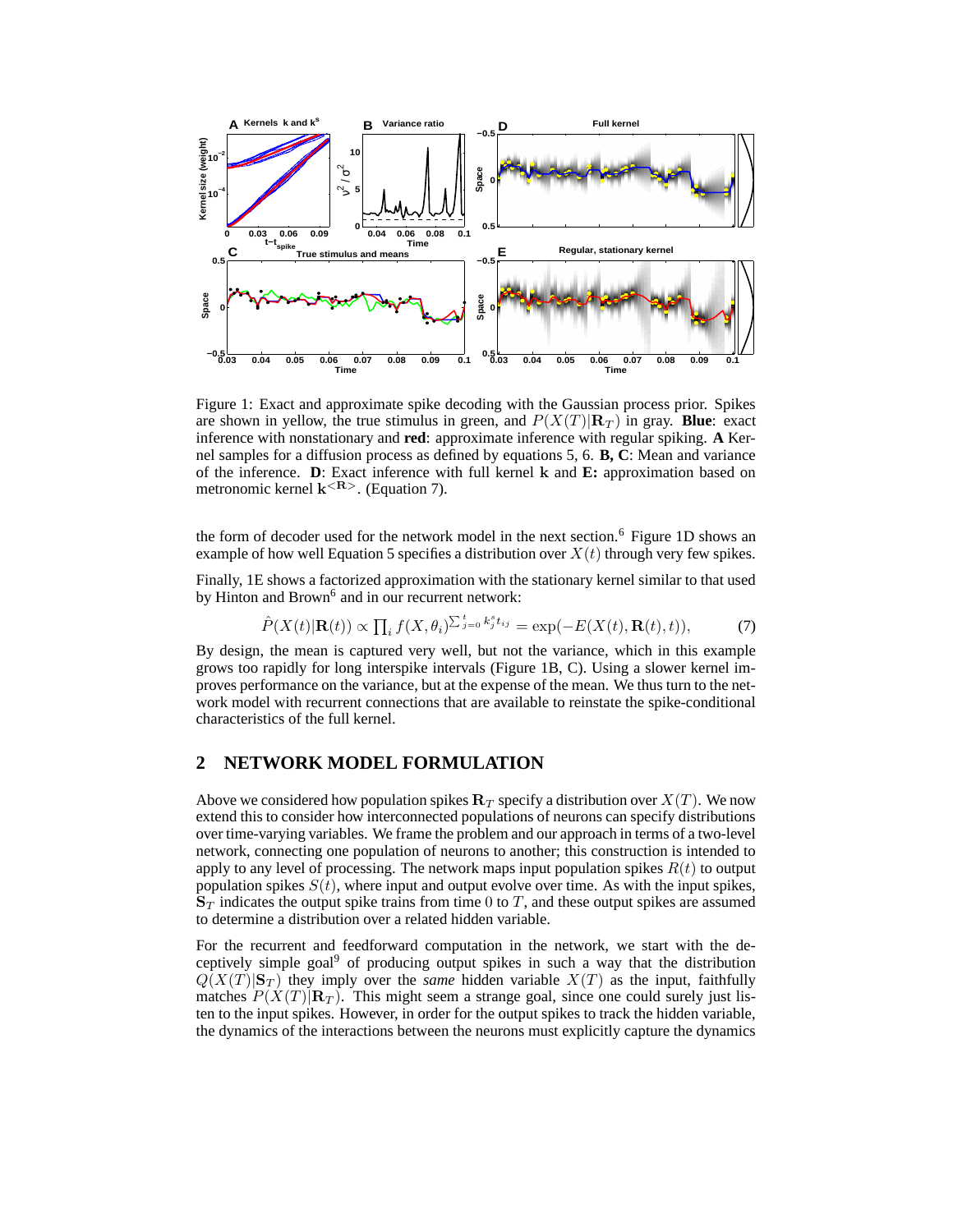Figure 1: Exact and approximate spike decoding with the Gaussian process prior. Spikes are shown in yellow, the true stimulus in green, and $P(X(T)|\mathbf{R}_T)$ in gray. **Blue**: exact inference with nonstationary and **red**: approximate inference with regular spiking. **A** Kernel samples for a diffusion process as defined by equations 5, 6. **B, C**: Mean and variance of the inference. **D**: Exact inference with full kernel $\mathbf{k}$ and **E:** approximation based on metronomic kernel $\mathbf{k}^{<\mathbf{R}>}$. (Equation 7).

the form of decoder used for the network model in the next section.[6] Figure 1D shows an example of how well Equation 5 specifies a distribution over $X(t)$ through very few spikes.

Finally, 1E shows a factorized approximation with the stationary kernel similar to that used by Hinton and Brown[6] and in our recurrent network:

$$\hat{P}(X(t)|\mathbf{R}(t)) \propto \prod_i f(X, \theta_i)^{\sum_{j=0}^{t} k_j^s t_{ij}} = \exp(-E(X(t), \mathbf{R}(t), t)), \tag{7}$$

By design, the mean is captured very well, but not the variance, which in this example grows too rapidly for long interspike intervals (Figure 1B, C). Using a slower kernel improves performance on the variance, but at the expense of the mean. We thus turn to the network model with recurrent connections that are available to reinstate the spike-conditional characteristics of the full kernel.

## 2 NETWORK MODEL FORMULATION

Above we considered how population spikes $\mathbf{R}_T$ specify a distribution over $X(T)$. We now extend this to consider how interconnected populations of neurons can specify distributions over time-varying variables. We frame the problem and our approach in terms of a two-level network, connecting one population of neurons to another; this construction is intended to apply to any level of processing. The network maps input population spikes $R(t)$ to output population spikes $S(t)$, where input and output evolve over time. As with the input spikes, $\mathbf{S}_T$ indicates the output spike trains from time 0 to $T$, and these output spikes are assumed to determine a distribution over a related hidden variable.

For the recurrent and feedforward computation in the network, we start with the deceptively simple goal[9] of producing output spikes in such a way that the distribution $Q(X(T)|\mathbf{S}_T)$ they imply over the *same* hidden variable $X(T)$ as the input, faithfully matches $P(X(T)|\mathbf{R}_T)$. This might seem a strange goal, since one could surely just listen to the input spikes. However, in order for the output spikes to track the hidden variable, the dynamics of the interactions between the neurons must explicitly capture the dynamics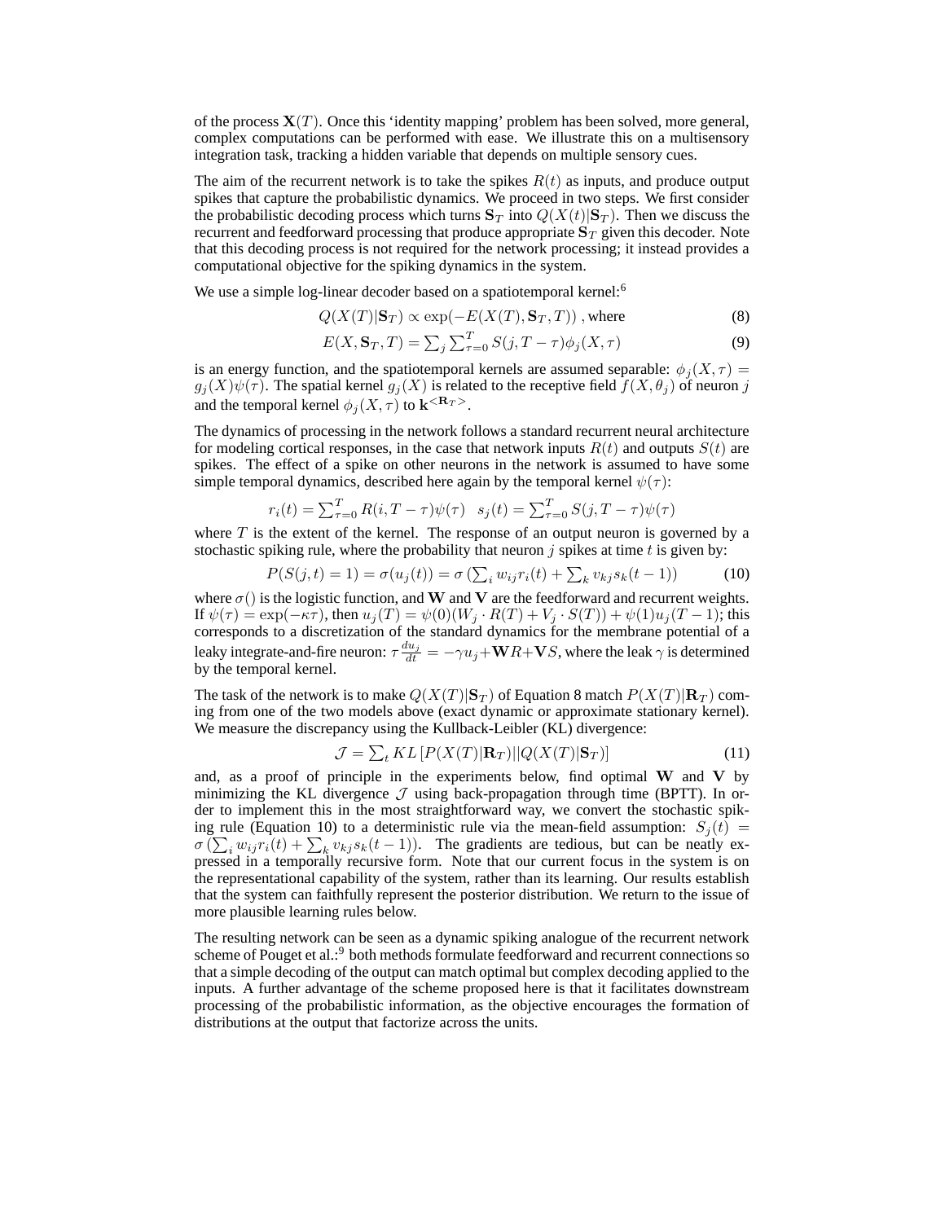of the process $\mathbf{X}(T)$. Once this 'identity mapping' problem has been solved, more general, complex computations can be performed with ease. We illustrate this on a multisensory integration task, tracking a hidden variable that depends on multiple sensory cues.

The aim of the recurrent network is to take the spikes $R(t)$ as inputs, and produce output spikes that capture the probabilistic dynamics. We proceed in two steps. We first consider the probabilistic decoding process which turns $\mathbf{S}_T$ into $Q(X(t)|\mathbf{S}_T)$. Then we discuss the recurrent and feedforward processing that produce appropriate $\mathbf{S}_T$ given this decoder. Note that this decoding process is not required for the network processing; it instead provides a computational objective for the spiking dynamics in the system.

We use a simple log-linear decoder based on a spatiotemporal kernel:[6]

$$Q(X(T)|\mathbf{S}_T) \propto \exp(-E(X(T), \mathbf{S}_T, T)) \text{ , where} \tag{8}$$

$$E(X, \mathbf{S}_T, T) = \sum_j \sum_{\tau=0}^{T} S(j, T-\tau)\phi_j(X, \tau) \tag{9}$$

is an energy function, and the spatiotemporal kernels are assumed separable: $\phi_j(X,\tau) = g_j(X)\psi(\tau)$. The spatial kernel $g_j(X)$ is related to the receptive field $f(X, \theta_j)$ of neuron $j$ and the temporal kernel $\phi_j(X,\tau)$ to $\mathbf{k}^{<\mathbf{R}_T>}$.

The dynamics of processing in the network follows a standard recurrent neural architecture for modeling cortical responses, in the case that network inputs $R(t)$ and outputs $S(t)$ are spikes. The effect of a spike on other neurons in the network is assumed to have some simple temporal dynamics, described here again by the temporal kernel $\psi(\tau)$:

$$r_i(t) = \sum_{\tau=0}^{T} R(i, T-\tau)\psi(\tau) \quad s_j(t) = \sum_{\tau=0}^{T} S(j, T-\tau)\psi(\tau)$$

where $T$ is the extent of the kernel. The response of an output neuron is governed by a stochastic spiking rule, where the probability that neuron $j$ spikes at time $t$ is given by:

$$P(S(j,t) = 1) = \sigma(u_j(t)) = \sigma\left(\sum_i w_{ij} r_i(t) + \sum_k v_{kj} s_k(t-1)\right) \tag{10}$$

where $\sigma()$ is the logistic function, and $\mathbf{W}$ and $\mathbf{V}$ are the feedforward and recurrent weights. If $\psi(\tau) = \exp(-\kappa\tau)$, then $u_j(T) = \psi(0)(W_j \cdot R(T) + V_j \cdot S(T)) + \psi(1)u_j(T-1)$; this corresponds to a discretization of the standard dynamics for the membrane potential of a leaky integrate-and-fire neuron: $\tau \frac{du_j}{dt} = -\gamma u_j + \mathbf{W}R + \mathbf{V}S$, where the leak $\gamma$ is determined by the temporal kernel.

The task of the network is to make $Q(X(T)|\mathbf{S}_T)$ of Equation 8 match $P(X(T)|\mathbf{R}_T)$ coming from one of the two models above (exact dynamic or approximate stationary kernel). We measure the discrepancy using the Kullback-Leibler (KL) divergence:

$$\mathcal{J} = \sum_t KL\left[P(X(T)|\mathbf{R}_T)||Q(X(T)|\mathbf{S}_T)\right] \tag{11}$$

and, as a proof of principle in the experiments below, find optimal $\mathbf{W}$ and $\mathbf{V}$ by minimizing the KL divergence $\mathcal{J}$ using back-propagation through time (BPTT). In order to implement this in the most straightforward way, we convert the stochastic spiking rule (Equation 10) to a deterministic rule via the mean-field assumption: $S_j(t) = \sigma\left(\sum_i w_{ij} r_i(t) + \sum_k v_{kj} s_k(t-1)\right)$. The gradients are tedious, but can be neatly expressed in a temporally recursive form. Note that our current focus in the system is on the representational capability of the system, rather than its learning. Our results establish that the system can faithfully represent the posterior distribution. We return to the issue of more plausible learning rules below.

The resulting network can be seen as a dynamic spiking analogue of the recurrent network scheme of Pouget et al.:[9] both methods formulate feedforward and recurrent connections so that a simple decoding of the output can match optimal but complex decoding applied to the inputs. A further advantage of the scheme proposed here is that it facilitates downstream processing of the probabilistic information, as the objective encourages the formation of distributions at the output that factorize across the units.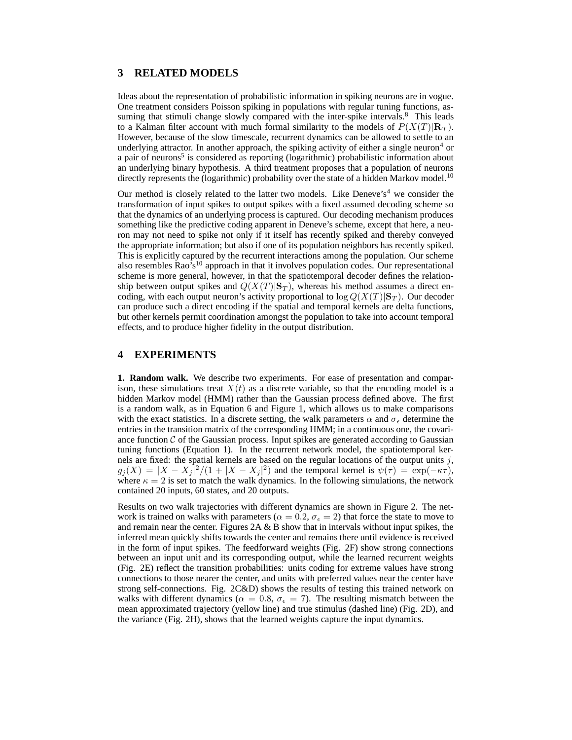## 3 RELATED MODELS

Ideas about the representation of probabilistic information in spiking neurons are in vogue. One treatment considers Poisson spiking in populations with regular tuning functions, assuming that stimuli change slowly compared with the inter-spike intervals.[8] This leads to a Kalman filter account with much formal similarity to the models of $P(X(T)|\mathbf{R}_T)$. However, because of the slow timescale, recurrent dynamics can be allowed to settle to an underlying attractor. In another approach, the spiking activity of either a single neuron[4] or a pair of neurons[5] is considered as reporting (logarithmic) probabilistic information about an underlying binary hypothesis. A third treatment proposes that a population of neurons directly represents the (logarithmic) probability over the state of a hidden Markov model.[10]

Our method is closely related to the latter two models. Like Deneve's[4] we consider the transformation of input spikes to output spikes with a fixed assumed decoding scheme so that the dynamics of an underlying process is captured. Our decoding mechanism produces something like the predictive coding apparent in Deneve's scheme, except that here, a neuron may not need to spike not only if it itself has recently spiked and thereby conveyed the appropriate information; but also if one of its population neighbors has recently spiked. This is explicitly captured by the recurrent interactions among the population. Our scheme also resembles Rao's[10] approach in that it involves population codes. Our representational scheme is more general, however, in that the spatiotemporal decoder defines the relationship between output spikes and $Q(X(T)|\mathbf{S}_T)$, whereas his method assumes a direct encoding, with each output neuron's activity proportional to $\log Q(X(T)|\mathbf{S}_T)$. Our decoder can produce such a direct encoding if the spatial and temporal kernels are delta functions, but other kernels permit coordination amongst the population to take into account temporal effects, and to produce higher fidelity in the output distribution.

## 4 EXPERIMENTS

**1. Random walk.** We describe two experiments. For ease of presentation and comparison, these simulations treat $X(t)$ as a discrete variable, so that the encoding model is a hidden Markov model (HMM) rather than the Gaussian process defined above. The first is a random walk, as in Equation 6 and Figure 1, which allows us to make comparisons with the exact statistics. In a discrete setting, the walk parameters $\alpha$ and $\sigma_\epsilon$ determine the entries in the transition matrix of the corresponding HMM; in a continuous one, the covariance function $\mathcal{C}$ of the Gaussian process. Input spikes are generated according to Gaussian tuning functions (Equation 1). In the recurrent network model, the spatiotemporal kernels are fixed: the spatial kernels are based on the regular locations of the output units $j$, $g_j(X) = |X - X_j|^2/(1 + |X - X_j|^2)$ and the temporal kernel is $\psi(\tau) = \exp(-\kappa\tau)$, where $\kappa = 2$ is set to match the walk dynamics. In the following simulations, the network contained 20 inputs, 60 states, and 20 outputs.

Results on two walk trajectories with different dynamics are shown in Figure 2. The network is trained on walks with parameters ($\alpha = 0.2$, $\sigma_\epsilon = 2$) that force the state to move to and remain near the center. Figures 2A & B show that in intervals without input spikes, the inferred mean quickly shifts towards the center and remains there until evidence is received in the form of input spikes. The feedforward weights (Fig. 2F) show strong connections between an input unit and its corresponding output, while the learned recurrent weights (Fig. 2E) reflect the transition probabilities: units coding for extreme values have strong connections to those nearer the center, and units with preferred values near the center have strong self-connections. Fig. 2C&D) shows the results of testing this trained network on walks with different dynamics ($\alpha = 0.8$, $\sigma_\epsilon = 7$). The resulting mismatch between the mean approximated trajectory (yellow line) and true stimulus (dashed line) (Fig. 2D), and the variance (Fig. 2H), shows that the learned weights capture the input dynamics.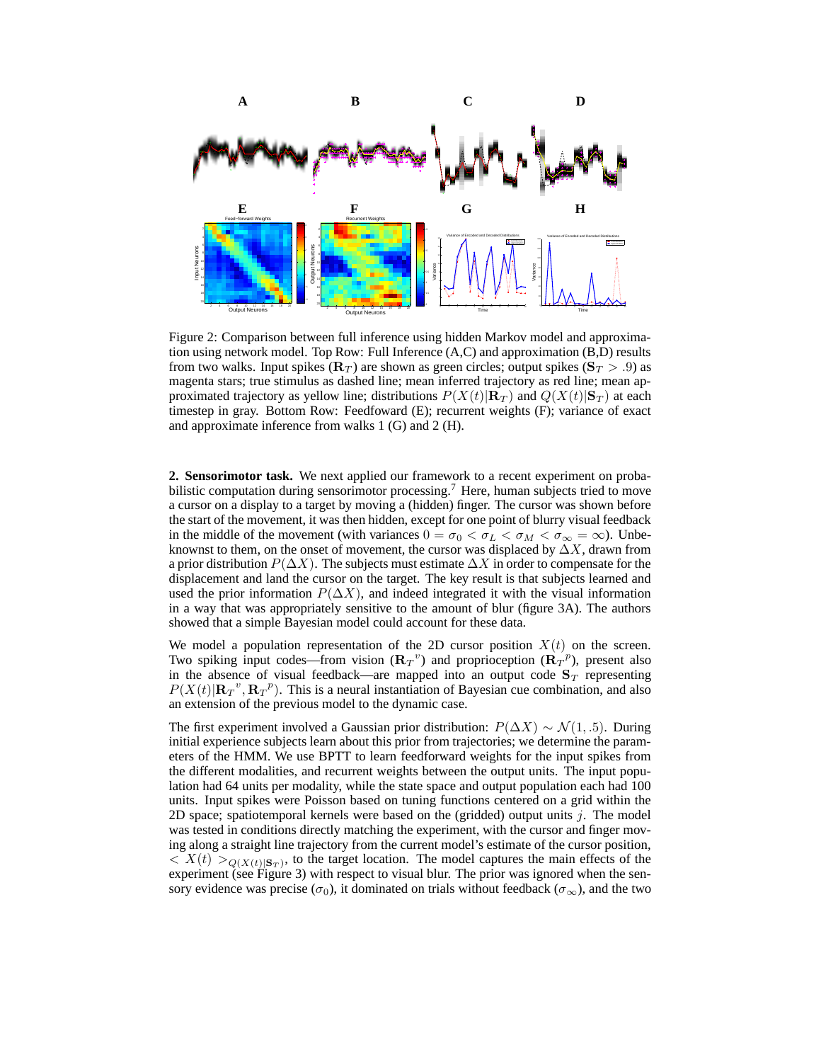Figure 2: Comparison between full inference using hidden Markov model and approximation using network model. Top Row: Full Inference (A,C) and approximation (B,D) results from two walks. Input spikes ($\mathbf{R}_T$) are shown as green circles; output spikes ($\mathbf{S}_T > .9$) as magenta stars; true stimulus as dashed line; mean inferred trajectory as red line; mean approximated trajectory as yellow line; distributions $P(X(t)|\mathbf{R}_T)$ and $Q(X(t)|\mathbf{S}_T)$ at each timestep in gray. Bottom Row: Feedfoward (E); recurrent weights (F); variance of exact and approximate inference from walks 1 (G) and 2 (H).

**2. Sensorimotor task.** We next applied our framework to a recent experiment on probabilistic computation during sensorimotor processing.[7] Here, human subjects tried to move a cursor on a display to a target by moving a (hidden) finger. The cursor was shown before the start of the movement, it was then hidden, except for one point of blurry visual feedback in the middle of the movement (with variances $0 = \sigma_0 < \sigma_L < \sigma_M < \sigma_\infty = \infty$). Unbeknownst to them, on the onset of movement, the cursor was displaced by $\Delta X$, drawn from a prior distribution $P(\Delta X)$. The subjects must estimate $\Delta X$ in order to compensate for the displacement and land the cursor on the target. The key result is that subjects learned and used the prior information $P(\Delta X)$, and indeed integrated it with the visual information in a way that was appropriately sensitive to the amount of blur (figure 3A). The authors showed that a simple Bayesian model could account for these data.

We model a population representation of the 2D cursor position $X(t)$ on the screen. Two spiking input codes—from vision ($\mathbf{R}_T{}^v$) and proprioception ($\mathbf{R}_T{}^p$), present also in the absence of visual feedback—are mapped into an output code $\mathbf{S}_T$ representing $P(X(t)|\mathbf{R}_T{}^v, \mathbf{R}_T{}^p)$. This is a neural instantiation of Bayesian cue combination, and also an extension of the previous model to the dynamic case.

The first experiment involved a Gaussian prior distribution: $P(\Delta X) \sim \mathcal{N}(1, .5)$. During initial experience subjects learn about this prior from trajectories; we determine the parameters of the HMM. We use BPTT to learn feedforward weights for the input spikes from the different modalities, and recurrent weights between the output units. The input population had 64 units per modality, while the state space and output population each had 100 units. Input spikes were Poisson based on tuning functions centered on a grid within the 2D space; spatiotemporal kernels were based on the (gridded) output units $j$. The model was tested in conditions directly matching the experiment, with the cursor and finger moving along a straight line trajectory from the current model's estimate of the cursor position, $< X(t) >_{Q(X(t)|\mathbf{S}_T)}$, to the target location. The model captures the main effects of the experiment (see Figure 3) with respect to visual blur. The prior was ignored when the sensory evidence was precise ($\sigma_0$), it dominated on trials without feedback ($\sigma_\infty$), and the two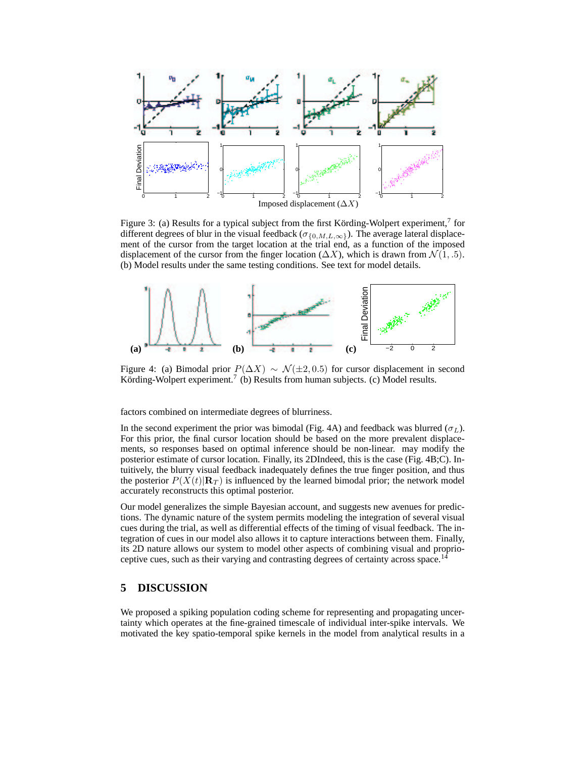Figure 3: (a) Results for a typical subject from the first Körding-Wolpert experiment,[7] for different degrees of blur in the visual feedback ($\sigma_{\{0,M,L,\infty\}}$). The average lateral displacement of the cursor from the target location at the trial end, as a function of the imposed displacement of the cursor from the finger location ($\Delta X$), which is drawn from $\mathcal{N}(1, .5)$. (b) Model results under the same testing conditions. See text for model details.

Figure 4: (a) Bimodal prior $P(\Delta X) \sim \mathcal{N}(\pm 2, 0.5)$ for cursor displacement in second Körding-Wolpert experiment.[7] (b) Results from human subjects. (c) Model results.

factors combined on intermediate degrees of blurriness.

In the second experiment the prior was bimodal (Fig. 4A) and feedback was blurred ($\sigma_L$). For this prior, the final cursor location should be based on the more prevalent displacements, so responses based on optimal inference should be non-linear. may modify the posterior estimate of cursor location. Finally, its 2DIndeed, this is the case (Fig. 4B;C). Intuitively, the blurry visual feedback inadequately defines the true finger position, and thus the posterior $P(X(t)|\mathbf{R}_T)$ is influenced by the learned bimodal prior; the network model accurately reconstructs this optimal posterior.

Our model generalizes the simple Bayesian account, and suggests new avenues for predictions. The dynamic nature of the system permits modeling the integration of several visual cues during the trial, as well as differential effects of the timing of visual feedback. The integration of cues in our model also allows it to capture interactions between them. Finally, its 2D nature allows our system to model other aspects of combining visual and proprioceptive cues, such as their varying and contrasting degrees of certainty across space.[14]

## 5 DISCUSSION

We proposed a spiking population coding scheme for representing and propagating uncertainty which operates at the fine-grained timescale of individual inter-spike intervals. We motivated the key spatio-temporal spike kernels in the model from analytical results in a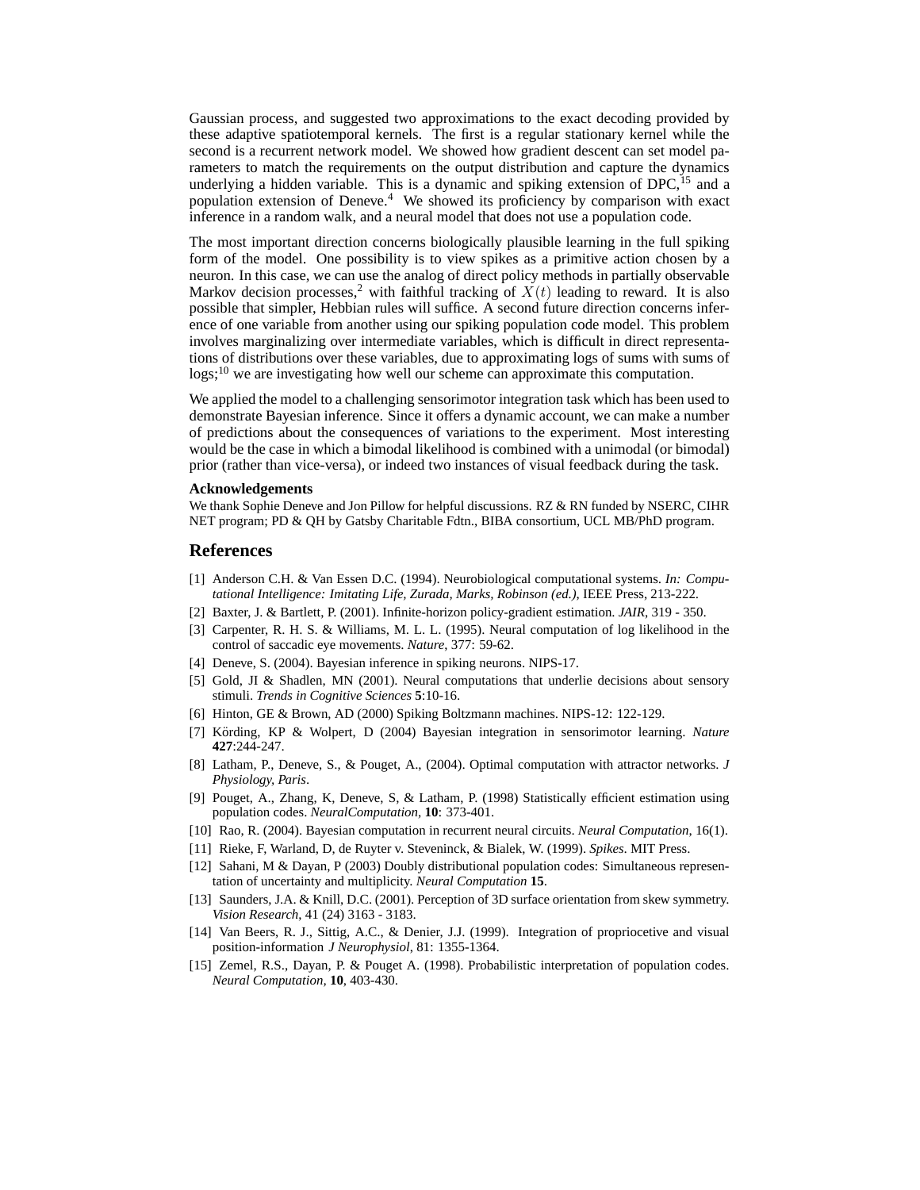Gaussian process, and suggested two approximations to the exact decoding provided by these adaptive spatiotemporal kernels. The first is a regular stationary kernel while the second is a recurrent network model. We showed how gradient descent can set model parameters to match the requirements on the output distribution and capture the dynamics underlying a hidden variable. This is a dynamic and spiking extension of DPC,[15] and a population extension of Deneve.[4] We showed its proficiency by comparison with exact inference in a random walk, and a neural model that does not use a population code.

The most important direction concerns biologically plausible learning in the full spiking form of the model. One possibility is to view spikes as a primitive action chosen by a neuron. In this case, we can use the analog of direct policy methods in partially observable Markov decision processes,[2] with faithful tracking of $X(t)$ leading to reward. It is also possible that simpler, Hebbian rules will suffice. A second future direction concerns inference of one variable from another using our spiking population code model. This problem involves marginalizing over intermediate variables, which is difficult in direct representations of distributions over these variables, due to approximating logs of sums with sums of logs;[10] we are investigating how well our scheme can approximate this computation.

We applied the model to a challenging sensorimotor integration task which has been used to demonstrate Bayesian inference. Since it offers a dynamic account, we can make a number of predictions about the consequences of variations to the experiment. Most interesting would be the case in which a bimodal likelihood is combined with a unimodal (or bimodal) prior (rather than vice-versa), or indeed two instances of visual feedback during the task.

### Acknowledgements

We thank Sophie Deneve and Jon Pillow for helpful discussions. RZ & RN funded by NSERC, CIHR NET program; PD & QH by Gatsby Charitable Fdtn., BIBA consortium, UCL MB/PhD program.

## References

[1] Anderson C.H. & Van Essen D.C. (1994). Neurobiological computational systems. *In: Computational Intelligence: Imitating Life, Zurada, Marks, Robinson (ed.)*, IEEE Press, 213-222.

[2] Baxter, J. & Bartlett, P. (2001). Infinite-horizon policy-gradient estimation. *JAIR*, 319 - 350.

[3] Carpenter, R. H. S. & Williams, M. L. L. (1995). Neural computation of log likelihood in the control of saccadic eye movements. *Nature*, 377: 59-62.

[4] Deneve, S. (2004). Bayesian inference in spiking neurons. NIPS-17.

[5] Gold, JI & Shadlen, MN (2001). Neural computations that underlie decisions about sensory stimuli. *Trends in Cognitive Sciences* **5**:10-16.

[6] Hinton, GE & Brown, AD (2000) Spiking Boltzmann machines. NIPS-12: 122-129.

[7] Körding, KP & Wolpert, D (2004) Bayesian integration in sensorimotor learning. *Nature* **427**:244-247.

[8] Latham, P., Deneve, S., & Pouget, A., (2004). Optimal computation with attractor networks. *J Physiology, Paris*.

[9] Pouget, A., Zhang, K, Deneve, S, & Latham, P. (1998) Statistically efficient estimation using population codes. *NeuralComputation*, **10**: 373-401.

[10] Rao, R. (2004). Bayesian computation in recurrent neural circuits. *Neural Computation*, 16(1).

[11] Rieke, F, Warland, D, de Ruyter v. Steveninck, & Bialek, W. (1999). *Spikes*. MIT Press.

[12] Sahani, M & Dayan, P (2003) Doubly distributional population codes: Simultaneous representation of uncertainty and multiplicity. *Neural Computation* **15**.

[13] Saunders, J.A. & Knill, D.C. (2001). Perception of 3D surface orientation from skew symmetry. *Vision Research*, 41 (24) 3163 - 3183.

[14] Van Beers, R. J., Sittig, A.C., & Denier, J.J. (1999). Integration of propriocetive and visual position-information *J Neurophysiol*, 81: 1355-1364.

[15] Zemel, R.S., Dayan, P. & Pouget A. (1998). Probabilistic interpretation of population codes. *Neural Computation*, **10**, 403-430.